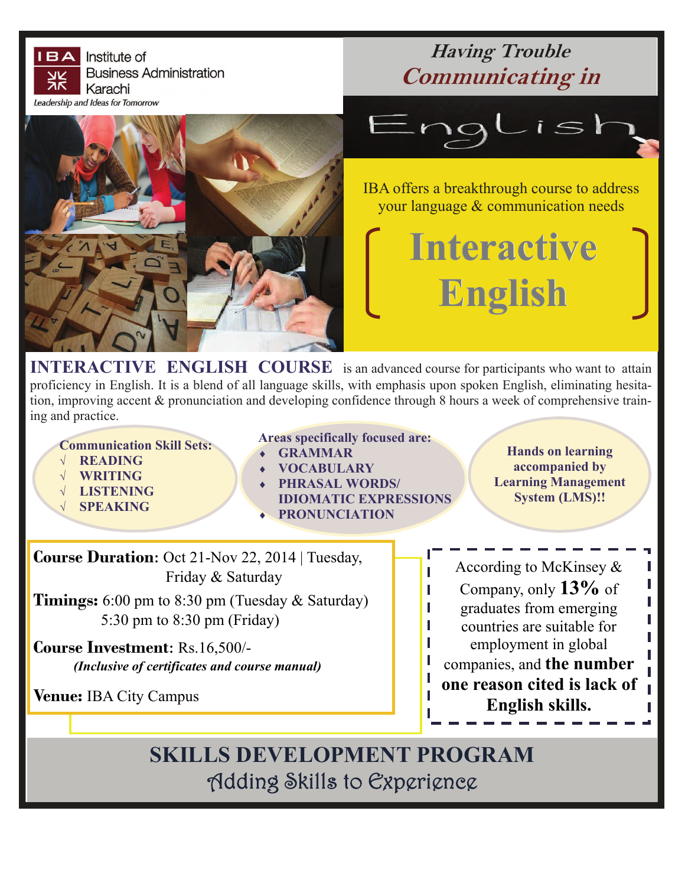**IBA** Institute of Business Administration Karachi

*Leadership and Ideas for Tomorrow*

# *Having Trouble Communicating in English*

IBA offers a breakthrough course to address your language & communication needs

# Interactive English

**INTERACTIVE ENGLISH COURSE** is an advanced course for participants who want to attain proficiency in English. It is a blend of all language skills, with emphasis upon spoken English, eliminating hesitation, improving accent & pronunciation and developing confidence through 8 hours a week of comprehensive training and practice.

**Communication Skill Sets:**

- √ **READING**
- √ **WRITING**
- √ **LISTENING**
- √ **SPEAKING**

**Areas specifically focused are:**

- ♦ **GRAMMAR**
- ♦ **VOCABULARY**
- ♦ **PHRASAL WORDS/ IDIOMATIC EXPRESSIONS**
- ♦ **PRONUNCIATION**

**Hands on learning accompanied by Learning Management System (LMS)!!**

**Course Duration**: Oct 21-Nov 22, 2014 | Tuesday, Friday & Saturday

**Timings:** 6:00 pm to 8:30 pm (Tuesday & Saturday)
5:30 pm to 8:30 pm (Friday)

**Course Investment**: Rs.16,500/-
***(Inclusive of certificates and course manual)***

**Venue:** IBA City Campus

According to McKinsey & Company, only **13%** of graduates from emerging countries are suitable for employment in global companies, and **the number one reason cited is lack of English skills.**

## SKILLS DEVELOPMENT PROGRAM

*Adding Skills to Experience*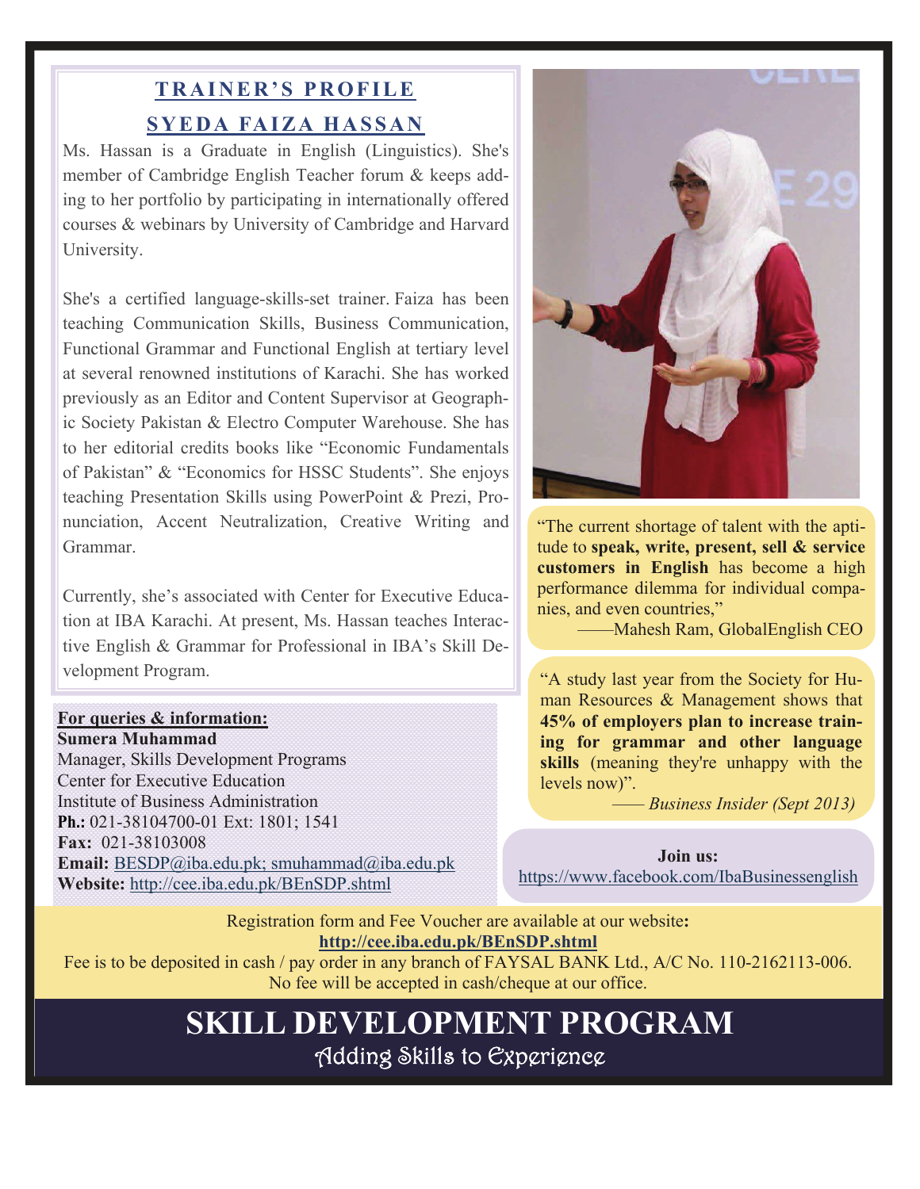## TRAINER'S PROFILE

## SYEDA FAIZA HASSAN

Ms. Hassan is a Graduate in English (Linguistics). She's member of Cambridge English Teacher forum & keeps adding to her portfolio by participating in internationally offered courses & webinars by University of Cambridge and Harvard University.

She's a certified language-skills-set trainer. Faiza has been teaching Communication Skills, Business Communication, Functional Grammar and Functional English at tertiary level at several renowned institutions of Karachi. She has worked previously as an Editor and Content Supervisor at Geographic Society Pakistan & Electro Computer Warehouse. She has to her editorial credits books like "Economic Fundamentals of Pakistan" & "Economics for HSSC Students". She enjoys teaching Presentation Skills using PowerPoint & Prezi, Pronunciation, Accent Neutralization, Creative Writing and Grammar.

Currently, she's associated with Center for Executive Education at IBA Karachi. At present, Ms. Hassan teaches Interactive English & Grammar for Professional in IBA's Skill Development Program.

"The current shortage of talent with the aptitude to **speak, write, present, sell & service customers in English** has become a high performance dilemma for individual companies, and even countries,"

——Mahesh Ram, GlobalEnglish CEO

"A study last year from the Society for Human Resources & Management shows that **45% of employers plan to increase training for grammar and other language skills** (meaning they're unhappy with the levels now)".

—— *Business Insider (Sept 2013)*

**For queries & information:**
**Sumera Muhammad**
Manager, Skills Development Programs
Center for Executive Education
Institute of Business Administration
**Ph.:** 021-38104700-01 Ext: 1801; 1541
**Fax:** 021-38103008
**Email:** BESDP@iba.edu.pk; smuhammad@iba.edu.pk
**Website:** http://cee.iba.edu.pk/BEnSDP.shtml

**Join us:**
https://www.facebook.com/IbaBusinessenglish

Registration form and Fee Voucher are available at our website**:**
**http://cee.iba.edu.pk/BEnSDP.shtml**
Fee is to be deposited in cash / pay order in any branch of FAYSAL BANK Ltd., A/C No. 110-2162113-006.
No fee will be accepted in cash/cheque at our office.

# SKILL DEVELOPMENT PROGRAM

Adding Skills to Experience